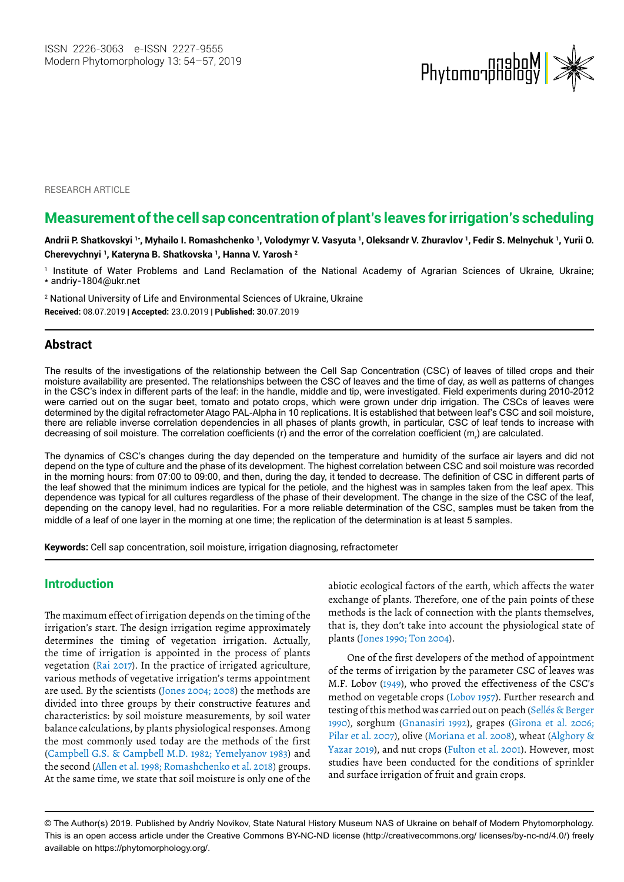RESEARCH ARTICLE

# Measurement of the cell sap concentration of plant's leaves for irrigation's scheduling

**Andrii P. Shatkovskyi [1*], Myhailo I. Romashchenko [1], Volodymyr V. Vasyuta [1], Oleksandr V. Zhuravlov [1], Fedir S. Melnychuk [1], Yurii O. Cherevychnyi [1], Kateryna B. Shatkovska [1], Hanna V. Yarosh [2]**

[1] Institute of Water Problems and Land Reclamation of the National Academy of Agrarian Sciences of Ukraine, Ukraine; * andriy-1804@ukr.net

[2] National University of Life and Environmental Sciences of Ukraine, Ukraine

**Received:** 08.07.2019 | **Accepted:** 23.0.2019 | **Published:** 30.07.2019

## Abstract

The results of the investigations of the relationship between the Cell Sap Concentration (CSC) of leaves of tilled crops and their moisture availability are presented. The relationships between the CSC of leaves and the time of day, as well as patterns of changes in the CSC's index in different parts of the leaf: in the handle, middle and tip, were investigated. Field experiments during 2010-2012 were carried out on the sugar beet, tomato and potato crops, which were grown under drip irrigation. The CSCs of leaves were determined by the digital refractometer Atago PAL-Alpha in 10 replications. It is established that between leaf's CSC and soil moisture, there are reliable inverse correlation dependencies in all phases of plants growth, in particular, CSC of leaf tends to increase with decreasing of soil moisture. The correlation coefficients (r) and the error of the correlation coefficient ($m_r$) are calculated.

The dynamics of CSC's changes during the day depended on the temperature and humidity of the surface air layers and did not depend on the type of culture and the phase of its development. The highest correlation between CSC and soil moisture was recorded in the morning hours: from 07:00 to 09:00, and then, during the day, it tended to decrease. The definition of CSC in different parts of the leaf showed that the minimum indices are typical for the petiole, and the highest was in samples taken from the leaf apex. This dependence was typical for all cultures regardless of the phase of their development. The change in the size of the CSC of the leaf, depending on the canopy level, had no regularities. For a more reliable determination of the CSC, samples must be taken from the middle of a leaf of one layer in the morning at one time; the replication of the determination is at least 5 samples.

**Keywords:** Cell sap concentration, soil moisture, irrigation diagnosing, refractometer

## Introduction

The maximum effect of irrigation depends on the timing of the irrigation's start. The design irrigation regime approximately determines the timing of vegetation irrigation. Actually, the time of irrigation is appointed in the process of plants vegetation (Rai 2017). In the practice of irrigated agriculture, various methods of vegetative irrigation's terms appointment are used. By the scientists (Jones 2004; 2008) the methods are divided into three groups by their constructive features and characteristics: by soil moisture measurements, by soil water balance calculations, by plants physiological responses. Among the most commonly used today are the methods of the first (Campbell G.S. & Campbell M.D. 1982; Yemelyanov 1983) and the second (Allen et al. 1998; Romashchenko et al. 2018) groups. At the same time, we state that soil moisture is only one of the abiotic ecological factors of the earth, which affects the water exchange of plants. Therefore, one of the pain points of these methods is the lack of connection with the plants themselves, that is, they don't take into account the physiological state of plants (Jones 1990; Ton 2004).

One of the first developers of the method of appointment of the terms of irrigation by the parameter CSC of leaves was M.F. Lobov (1949), who proved the effectiveness of the CSC's method on vegetable crops (Lobov 1957). Further research and testing of this method was carried out on peach (Sellés & Berger 1990), sorghum (Gnanasiri 1992), grapes (Girona et al. 2006; Pilar et al. 2007), olive (Moriana et al. 2008), wheat (Alghory & Yazar 2019), and nut crops (Fulton et al. 2001). However, most studies have been conducted for the conditions of sprinkler and surface irrigation of fruit and grain crops.

© The Author(s) 2019. Published by Andriy Novikov, State Natural History Museum NAS of Ukraine on behalf of Modern Phytomorphology. This is an open access article under the Creative Commons BY-NC-ND license (http://creativecommons.org/ licenses/by-nc-nd/4.0/) freely available on https://phytomorphology.org/.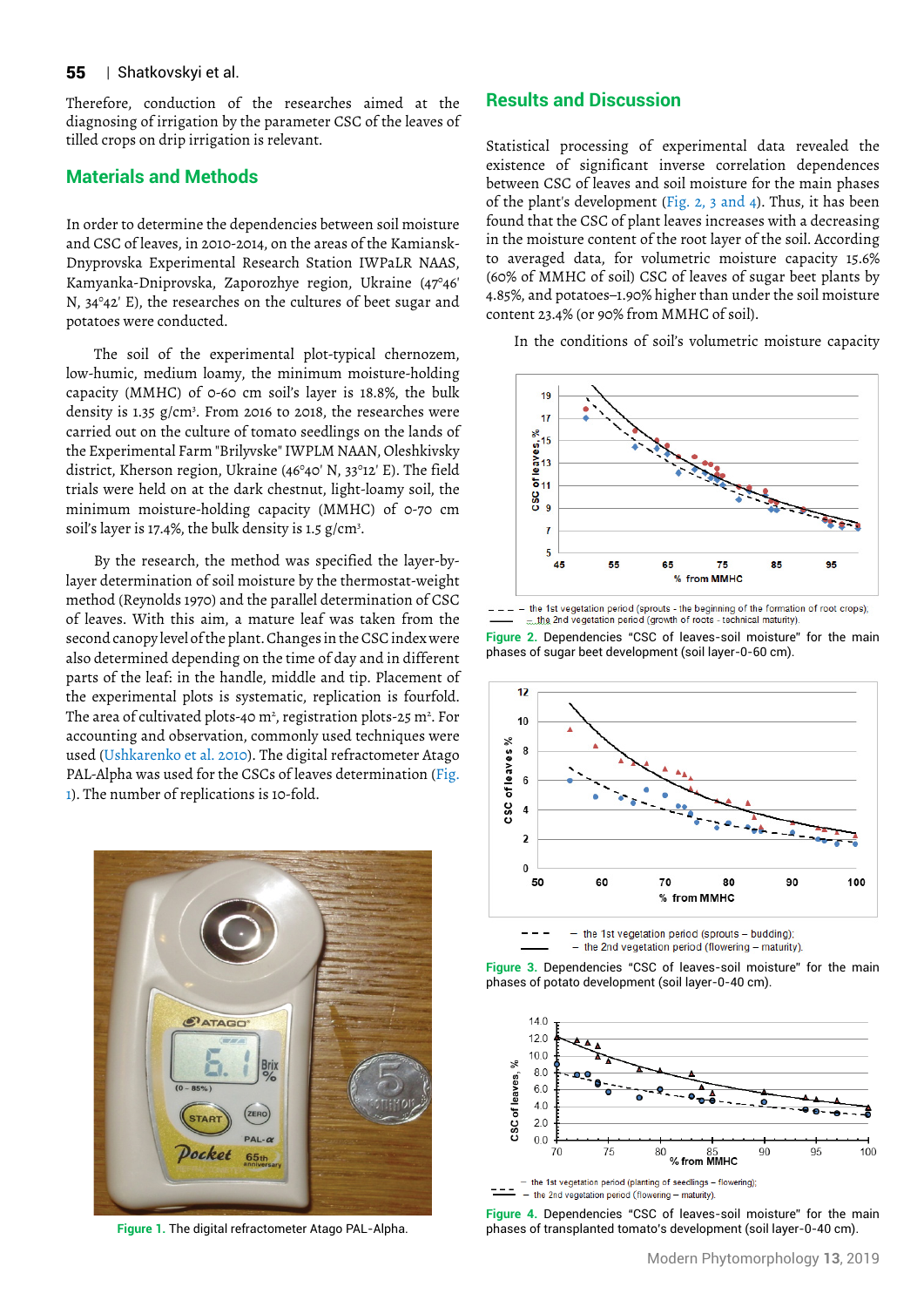Therefore, conduction of the researches aimed at the diagnosing of irrigation by the parameter CSC of the leaves of tilled crops on drip irrigation is relevant.

## Materials and Methods

In order to determine the dependencies between soil moisture and CSC of leaves, in 2010-2014, on the areas of the Kamiansk-Dnyprovska Experimental Research Station IWPaLR NAAS, Kamyanka-Dniprovska, Zaporozhye region, Ukraine (47°46' N, 34°42' E), the researches on the cultures of beet sugar and potatoes were conducted.

The soil of the experimental plot-typical chernozem, low-humic, medium loamy, the minimum moisture-holding capacity (MMHC) of 0-60 cm soil's layer is 18.8%, the bulk density is 1.35 g/cm³. From 2016 to 2018, the researches were carried out on the culture of tomato seedlings on the lands of the Experimental Farm "Brilyvske" IWPLM NAAN, Oleshkivsky district, Kherson region, Ukraine (46°40' N, 33°12' E). The field trials were held on at the dark chestnut, light-loamy soil, the minimum moisture-holding capacity (MMHC) of 0-70 cm soil's layer is 17.4%, the bulk density is 1.5 g/cm³.

By the research, the method was specified the layer-by-layer determination of soil moisture by the thermostat-weight method (Reynolds 1970) and the parallel determination of CSC of leaves. With this aim, a mature leaf was taken from the second canopy level of the plant. Changes in the CSC index were also determined depending on the time of day and in different parts of the leaf: in the handle, middle and tip. Placement of the experimental plots is systematic, replication is fourfold. The area of cultivated plots-40 m², registration plots-25 m². For accounting and observation, commonly used techniques were used (Ushkarenko et al. 2010). The digital refractometer Atago PAL-Alpha was used for the CSCs of leaves determination (Fig. 1). The number of replications is 10-fold.

Figure 1. The digital refractometer Atago PAL-Alpha.

## Results and Discussion

Statistical processing of experimental data revealed the existence of significant inverse correlation dependences between CSC of leaves and soil moisture for the main phases of the plant's development (Fig. 2, 3 and 4). Thus, it has been found that the CSC of plant leaves increases with a decreasing in the moisture content of the root layer of the soil. According to averaged data, for volumetric moisture capacity 15.6% (60% of MMHC of soil) CSC of leaves of sugar beet plants by 4.85%, and potatoes–1.90% higher than under the soil moisture content 23.4% (or 90% from MMHC of soil).

In the conditions of soil's volumetric moisture capacity

- - - the 1st vegetation period (sprouts - the beginning of the formation of root crops);
—— the 2nd vegetation period (growth of roots - technical maturity).

Figure 2. Dependencies "CSC of leaves-soil moisture" for the main phases of sugar beet development (soil layer-0-60 cm).

- - - the 1st vegetation period (sprouts – budding);
—— the 2nd vegetation period (flowering – maturity).

Figure 3. Dependencies "CSC of leaves-soil moisture" for the main phases of potato development (soil layer-0-40 cm).

—— the 1st vegetation period (planting of seedlings – flowering);
- - - the 2nd vegetation period (flowering – maturity).

Figure 4. Dependencies "CSC of leaves-soil moisture" for the main phases of transplanted tomato's development (soil layer-0-40 cm).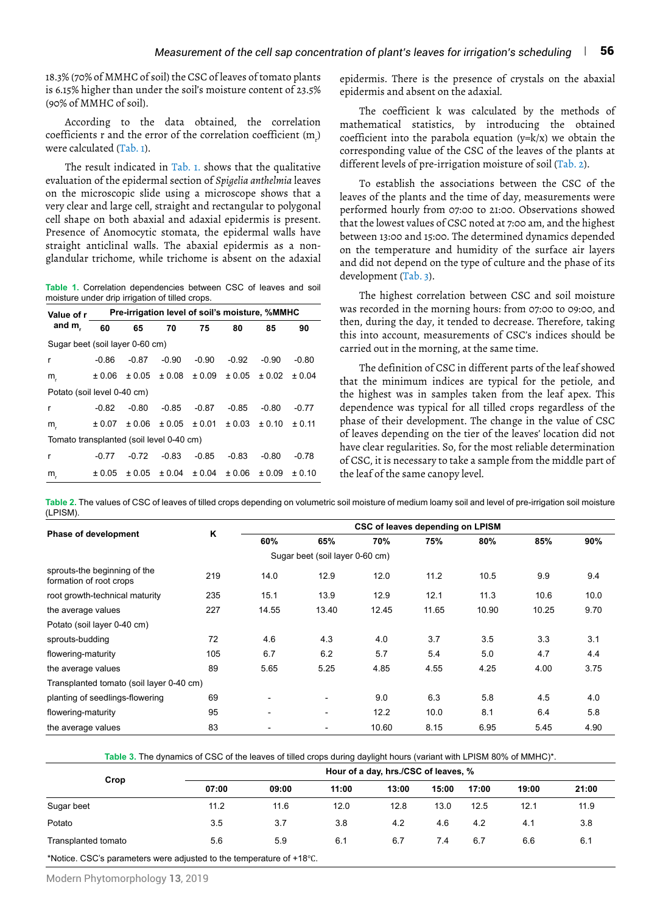18.3% (70% of MMHC of soil) the CSC of leaves of tomato plants is 6.15% higher than under the soil's moisture content of 23.5% (90% of MMHC of soil).

According to the data obtained, the correlation coefficients r and the error of the correlation coefficient ($m_r$) were calculated (Tab. 1).

The result indicated in Tab. 1. shows that the qualitative evaluation of the epidermal section of *Spigelia anthelmia* leaves on the microscopic slide using a microscope shows that a very clear and large cell, straight and rectangular to polygonal cell shape on both abaxial and adaxial epidermis is present. Presence of Anomocytic stomata, the epidermal walls have straight anticlinal walls. The abaxial epidermis as a non-glandular trichome, while trichome is absent on the adaxial epidermis. There is the presence of crystals on the abaxial epidermis and absent on the adaxial.

**Table 1.** Correlation dependencies between CSC of leaves and soil moisture under drip irrigation of tilled crops.

| Value of r and $m_r$ | Pre-irrigation level of soil's moisture, %MMHC | | | | | | |
|---|---|---|---|---|---|---|---|
| | 60 | 65 | 70 | 75 | 80 | 85 | 90 |
| Sugar beet (soil layer 0-60 cm) | | | | | | | |
| r | -0.86 | -0.87 | -0.90 | -0.90 | -0.92 | -0.90 | -0.80 |
| $m_r$ | ± 0.06 | ± 0.05 | ± 0.08 | ± 0.09 | ± 0.05 | ± 0.02 | ± 0.04 |
| Potato (soil level 0-40 cm) | | | | | | | |
| r | -0.82 | -0.80 | -0.85 | -0.87 | -0.85 | -0.80 | -0.77 |
| $m_r$ | ± 0.07 | ± 0.06 | ± 0.05 | ± 0.01 | ± 0.03 | ± 0.10 | ± 0.11 |
| Tomato transplanted (soil level 0-40 cm) | | | | | | | |
| r | -0.77 | -0.72 | -0.83 | -0.85 | -0.83 | -0.80 | -0.78 |
| $m_r$ | ± 0.05 | ± 0.05 | ± 0.04 | ± 0.04 | ± 0.06 | ± 0.09 | ± 0.10 |

The coefficient k was calculated by the methods of mathematical statistics, by introducing the obtained coefficient into the parabola equation ($y=k/x$) we obtain the corresponding value of the CSC of the leaves of the plants at different levels of pre-irrigation moisture of soil (Tab. 2).

To establish the associations between the CSC of the leaves of the plants and the time of day, measurements were performed hourly from 07:00 to 21:00. Observations showed that the lowest values of CSC noted at 7:00 am, and the highest between 13:00 and 15:00. The determined dynamics depended on the temperature and humidity of the surface air layers and did not depend on the type of culture and the phase of its development (Tab. 3).

The highest correlation between CSC and soil moisture was recorded in the morning hours: from 07:00 to 09:00, and then, during the day, it tended to decrease. Therefore, taking this into account, measurements of CSC's indices should be carried out in the morning, at the same time.

The definition of CSC in different parts of the leaf showed that the minimum indices are typical for the petiole, and the highest was in samples taken from the leaf apex. This dependence was typical for all tilled crops regardless of the phase of their development. The change in the value of CSC of leaves depending on the tier of the leaves' location did not have clear regularities. So, for the most reliable determination of CSC, it is necessary to take a sample from the middle part of the leaf of the same canopy level.

**Table 2.** The values of CSC of leaves of tilled crops depending on volumetric soil moisture of medium loamy soil and level of pre-irrigation soil moisture (LPISM).

| Phase of development | K | CSC of leaves depending on LPISM | | | | | | |
|---|---|---|---|---|---|---|---|---|
| | | 60% | 65% | 70% | 75% | 80% | 85% | 90% |
| Sugar beet (soil layer 0-60 cm) | | | | | | | | |
| sprouts-the beginning of the formation of root crops | 219 | 14.0 | 12.9 | 12.0 | 11.2 | 10.5 | 9.9 | 9.4 |
| root growth-technical maturity | 235 | 15.1 | 13.9 | 12.9 | 12.1 | 11.3 | 10.6 | 10.0 |
| the average values | 227 | 14.55 | 13.40 | 12.45 | 11.65 | 10.90 | 10.25 | 9.70 |
| Potato (soil layer 0-40 cm) | | | | | | | | |
| sprouts-budding | 72 | 4.6 | 4.3 | 4.0 | 3.7 | 3.5 | 3.3 | 3.1 |
| flowering-maturity | 105 | 6.7 | 6.2 | 5.7 | 5.4 | 5.0 | 4.7 | 4.4 |
| the average values | 89 | 5.65 | 5.25 | 4.85 | 4.55 | 4.25 | 4.00 | 3.75 |
| Transplanted tomato (soil layer 0-40 cm) | | | | | | | | |
| planting of seedlings-flowering | 69 | - | - | 9.0 | 6.3 | 5.8 | 4.5 | 4.0 |
| flowering-maturity | 95 | - | - | 12.2 | 10.0 | 8.1 | 6.4 | 5.8 |
| the average values | 83 | - | - | 10.60 | 8.15 | 6.95 | 5.45 | 4.90 |

**Table 3.** The dynamics of CSC of the leaves of tilled crops during daylight hours (variant with LPISM 80% of MMHC)*.

| Crop | Hour of a day, hrs./CSC of leaves, % | | | | | | | |
|---|---|---|---|---|---|---|---|---|
| | 07:00 | 09:00 | 11:00 | 13:00 | 15:00 | 17:00 | 19:00 | 21:00 |
| Sugar beet | 11.2 | 11.6 | 12.0 | 12.8 | 13.0 | 12.5 | 12.1 | 11.9 |
| Potato | 3.5 | 3.7 | 3.8 | 4.2 | 4.6 | 4.2 | 4.1 | 3.8 |
| Transplanted tomato | 5.6 | 5.9 | 6.1 | 6.7 | 7.4 | 6.7 | 6.6 | 6.1 |

*Notice. CSC's parameters were adjusted to the temperature of +18℃.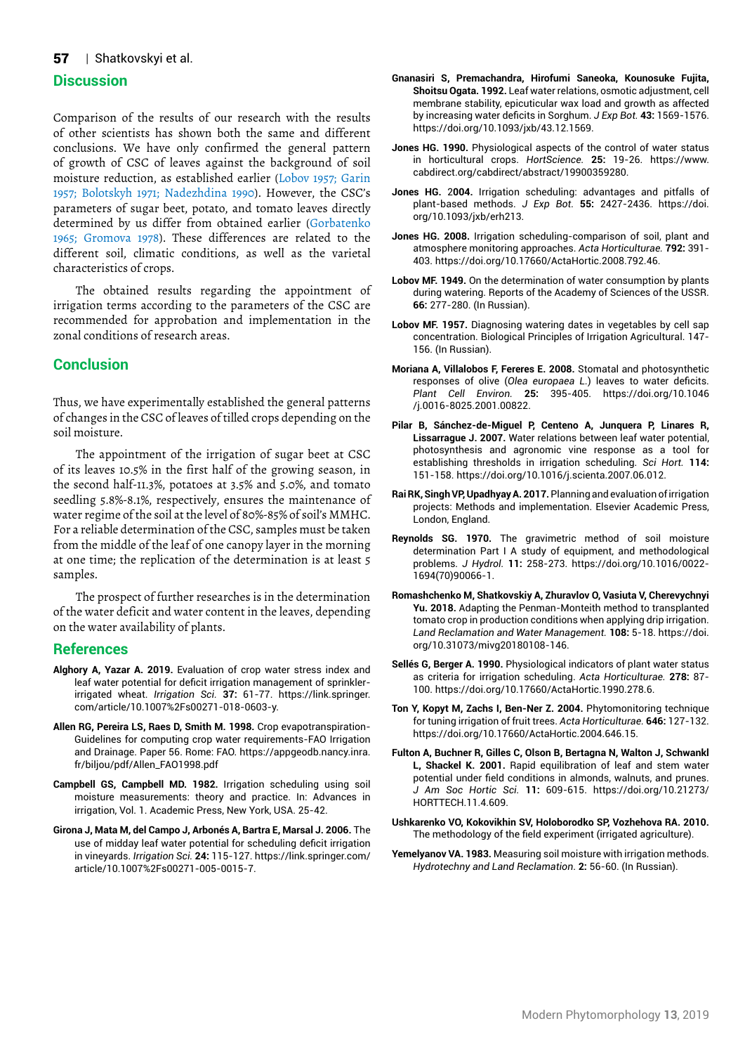## Discussion

Comparison of the results of our research with the results of other scientists has shown both the same and different conclusions. We have only confirmed the general pattern of growth of CSC of leaves against the background of soil moisture reduction, as established earlier (Lobov 1957; Garin 1957; Bolotskyh 1971; Nadezhdina 1990). However, the CSC's parameters of sugar beet, potato, and tomato leaves directly determined by us differ from obtained earlier (Gorbatenko 1965; Gromova 1978). These differences are related to the different soil, climatic conditions, as well as the varietal characteristics of crops.

The obtained results regarding the appointment of irrigation terms according to the parameters of the CSC are recommended for approbation and implementation in the zonal conditions of research areas.

## Conclusion

Thus, we have experimentally established the general patterns of changes in the CSC of leaves of tilled crops depending on the soil moisture.

The appointment of the irrigation of sugar beet at CSC of its leaves 10.5% in the first half of the growing season, in the second half-11.3%, potatoes at 3.5% and 5.0%, and tomato seedling 5.8%-8.1%, respectively, ensures the maintenance of water regime of the soil at the level of 80%-85% of soil's MMHC. For a reliable determination of the CSC, samples must be taken from the middle of the leaf of one canopy layer in the morning at one time; the replication of the determination is at least 5 samples.

The prospect of further researches is in the determination of the water deficit and water content in the leaves, depending on the water availability of plants.

## References

**Alghory A, Yazar A. 2019.** Evaluation of crop water stress index and leaf water potential for deficit irrigation management of sprinkler-irrigated wheat. *Irrigation Sci.* **37:** 61-77. https://link.springer.com/article/10.1007%2Fs00271-018-0603-y.

**Allen RG, Pereira LS, Raes D, Smith M. 1998.** Crop evapotranspiration-Guidelines for computing crop water requirements-FAO Irrigation and Drainage. Paper 56. Rome: FAO. https://appgeodb.nancy.inra.fr/biljou/pdf/Allen_FAO1998.pdf

**Campbell GS, Campbell MD. 1982.** Irrigation scheduling using soil moisture measurements: theory and practice. In: Advances in irrigation, Vol. 1. Academic Press, New York, USA. 25-42.

**Girona J, Mata M, del Campo J, Arbonés A, Bartra E, Marsal J. 2006.** The use of midday leaf water potential for scheduling deficit irrigation in vineyards. *Irrigation Sci.* **24:** 115-127. https://link.springer.com/article/10.1007%2Fs00271-005-0015-7.

**Gnanasiri S, Premachandra, Hirofumi Saneoka, Kounosuke Fujita, Shoitsu Ogata. 1992.** Leaf water relations, osmotic adjustment, cell membrane stability, epicuticular wax load and growth as affected by increasing water deficits in Sorghum. *J Exp Bot.* **43:** 1569-1576. https://doi.org/10.1093/jxb/43.12.1569.

**Jones HG. 1990.** Physiological aspects of the control of water status in horticultural crops. *HortScience.* **25:** 19-26. https://www.cabdirect.org/cabdirect/abstract/19900359280.

**Jones HG. 2004.** Irrigation scheduling: advantages and pitfalls of plant-based methods. *J Exp Bot.* **55:** 2427-2436. https://doi.org/10.1093/jxb/erh213.

**Jones HG. 2008.** Irrigation scheduling-comparison of soil, plant and atmosphere monitoring approaches. *Acta Horticulturae.* **792:** 391-403. https://doi.org/10.17660/ActaHortic.2008.792.46.

**Lobov MF. 1949.** On the determination of water consumption by plants during watering. Reports of the Academy of Sciences of the USSR. **66:** 277-280. (In Russian).

**Lobov MF. 1957.** Diagnosing watering dates in vegetables by cell sap concentration. Biological Principles of Irrigation Agricultural. 147-156. (In Russian).

**Moriana A, Villalobos F, Fereres E. 2008.** Stomatal and photosynthetic responses of olive (*Olea europaea L.*) leaves to water deficits. *Plant Cell Environ.* **25:** 395-405. https://doi.org/10.1046/j.0016-8025.2001.00822.

**Pilar B, Sánchez-de-Miguel P, Centeno A, Junquera P, Linares R, Lissarrague J. 2007.** Water relations between leaf water potential, photosynthesis and agronomic vine response as a tool for establishing thresholds in irrigation scheduling. *Sci Hort.* **114:** 151-158. https://doi.org/10.1016/j.scienta.2007.06.012.

**Rai RK, Singh VP, Upadhyay A. 2017.** Planning and evaluation of irrigation projects: Methods and implementation. Elsevier Academic Press, London, England.

**Reynolds SG. 1970.** The gravimetric method of soil moisture determination Part I A study of equipment, and methodological problems. *J Hydrol.* **11:** 258-273. https://doi.org/10.1016/0022-1694(70)90066-1.

**Romashchenko M, Shatkovskiy A, Zhuravlov O, Vasiuta V, Cherevychnyi Yu. 2018.** Adapting the Penman-Monteith method to transplanted tomato crop in production conditions when applying drip irrigation. *Land Reclamation and Water Management.* **108:** 5-18. https://doi.org/10.31073/mivg20180108-146.

**Sellés G, Berger A. 1990.** Physiological indicators of plant water status as criteria for irrigation scheduling. *Acta Horticulturae.* **278:** 87-100. https://doi.org/10.17660/ActaHortic.1990.278.6.

**Ton Y, Kopyt M, Zachs I, Ben-Ner Z. 2004.** Phytomonitoring technique for tuning irrigation of fruit trees. *Acta Horticulturae.* **646:** 127-132. https://doi.org/10.17660/ActaHortic.2004.646.15.

**Fulton A, Buchner R, Gilles C, Olson B, Bertagna N, Walton J, Schwankl L, Shackel K. 2001.** Rapid equilibration of leaf and stem water potential under field conditions in almonds, walnuts, and prunes. *J Am Soc Hortic Sci.* **11:** 609-615. https://doi.org/10.21273/HORTTECH.11.4.609.

**Ushkarenko VO, Kokovikhin SV, Holoborodko SP, Vozhehova RA. 2010.** The methodology of the field experiment (irrigated agriculture).

**Yemelyanov VA. 1983.** Measuring soil moisture with irrigation methods. *Hydrotechny and Land Reclamation.* **2:** 56-60. (In Russian).